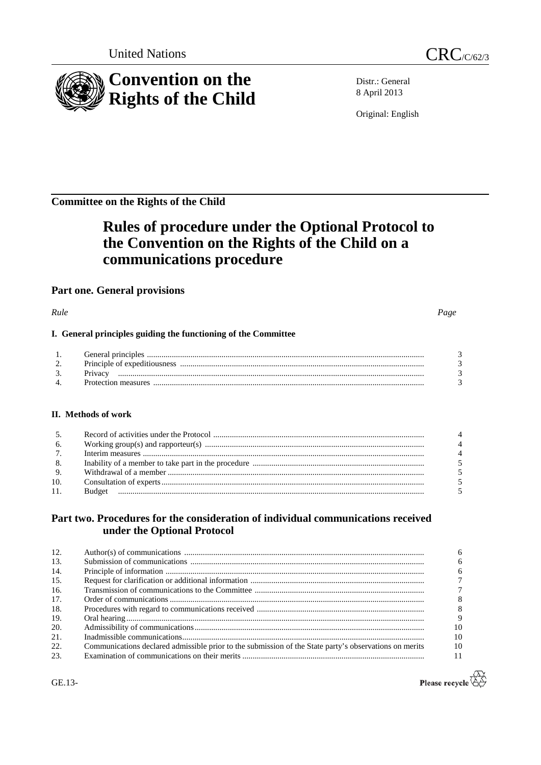United Nations

CRC/C/62/3

# Convention on the Rights of the Child

Distr.: General
8 April 2013

Original: English

**Committee on the Rights of the Child**

# Rules of procedure under the Optional Protocol to the Convention on the Rights of the Child on a communications procedure

## Part one. General provisions

| *Rule* | | *Page* |
|---|---|---|
| **I. General principles guiding the functioning of the Committee** | | |
| 1. | General principles | 3 |
| 2. | Principle of expeditiousness | 3 |
| 3. | Privacy | 3 |
| 4. | Protection measures | 3 |
| **II. Methods of work** | | |
| 5. | Record of activities under the Protocol | 4 |
| 6. | Working group(s) and rapporteur(s) | 4 |
| 7. | Interim measures | 4 |
| 8. | Inability of a member to take part in the procedure | 5 |
| 9. | Withdrawal of a member | 5 |
| 10. | Consultation of experts | 5 |
| 11. | Budget | 5 |

## Part two. Procedures for the consideration of individual communications received under the Optional Protocol

| | | |
|---|---|---|
| 12. | Author(s) of communications | 6 |
| 13. | Submission of communications | 6 |
| 14. | Principle of information | 6 |
| 15. | Request for clarification or additional information | 7 |
| 16. | Transmission of communications to the Committee | 7 |
| 17. | Order of communications | 8 |
| 18. | Procedures with regard to communications received | 8 |
| 19. | Oral hearing | 9 |
| 20. | Admissibility of communications | 10 |
| 21. | Inadmissible communications | 10 |
| 22. | Communications declared admissible prior to the submission of the State party's observations on merits | 10 |
| 23. | Examination of communications on their merits | 11 |

GE.13-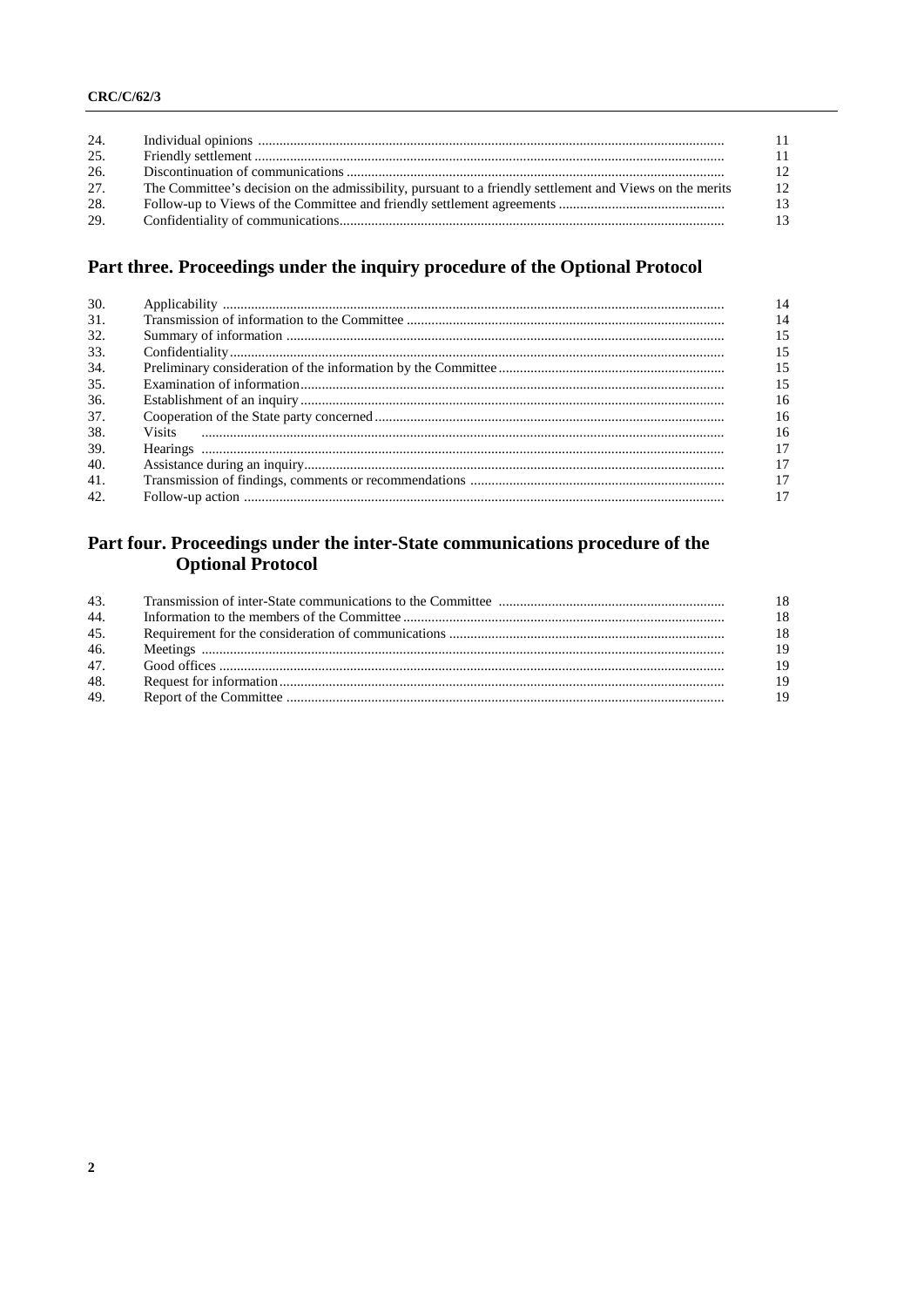| | | |
|---|---|---|
| 24. | Individual opinions | 11 |
| 25. | Friendly settlement | 11 |
| 26. | Discontinuation of communications | 12 |
| 27. | The Committee's decision on the admissibility, pursuant to a friendly settlement and Views on the merits | 12 |
| 28. | Follow-up to Views of the Committee and friendly settlement agreements | 13 |
| 29. | Confidentiality of communications | 13 |

## Part three. Proceedings under the inquiry procedure of the Optional Protocol

| | | |
|---|---|---|
| 30. | Applicability | 14 |
| 31. | Transmission of information to the Committee | 14 |
| 32. | Summary of information | 15 |
| 33. | Confidentiality | 15 |
| 34. | Preliminary consideration of the information by the Committee | 15 |
| 35. | Examination of information | 15 |
| 36. | Establishment of an inquiry | 16 |
| 37. | Cooperation of the State party concerned | 16 |
| 38. | Visits | 16 |
| 39. | Hearings | 17 |
| 40. | Assistance during an inquiry | 17 |
| 41. | Transmission of findings, comments or recommendations | 17 |
| 42. | Follow-up action | 17 |

## Part four. Proceedings under the inter-State communications procedure of the Optional Protocol

| | | |
|---|---|---|
| 43. | Transmission of inter-State communications to the Committee | 18 |
| 44. | Information to the members of the Committee | 18 |
| 45. | Requirement for the consideration of communications | 18 |
| 46. | Meetings | 19 |
| 47. | Good offices | 19 |
| 48. | Request for information | 19 |
| 49. | Report of the Committee | 19 |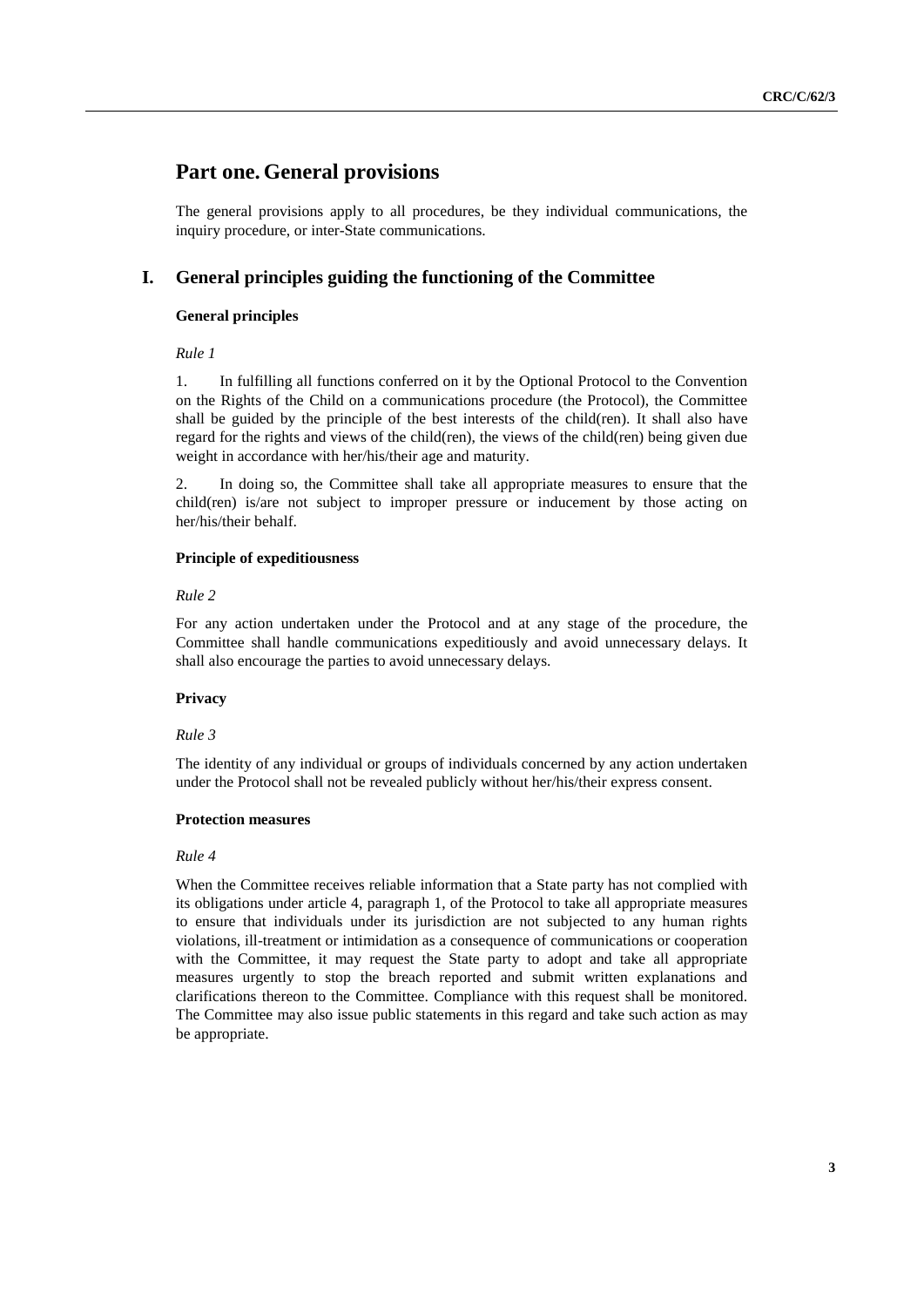# Part one. General provisions

The general provisions apply to all procedures, be they individual communications, the inquiry procedure, or inter-State communications.

## I. General principles guiding the functioning of the Committee

### General principles

*Rule 1*

1. In fulfilling all functions conferred on it by the Optional Protocol to the Convention on the Rights of the Child on a communications procedure (the Protocol), the Committee shall be guided by the principle of the best interests of the child(ren). It shall also have regard for the rights and views of the child(ren), the views of the child(ren) being given due weight in accordance with her/his/their age and maturity.

2. In doing so, the Committee shall take all appropriate measures to ensure that the child(ren) is/are not subject to improper pressure or inducement by those acting on her/his/their behalf.

### Principle of expeditiousness

*Rule 2*

For any action undertaken under the Protocol and at any stage of the procedure, the Committee shall handle communications expeditiously and avoid unnecessary delays. It shall also encourage the parties to avoid unnecessary delays.

### Privacy

*Rule 3*

The identity of any individual or groups of individuals concerned by any action undertaken under the Protocol shall not be revealed publicly without her/his/their express consent.

### Protection measures

*Rule 4*

When the Committee receives reliable information that a State party has not complied with its obligations under article 4, paragraph 1, of the Protocol to take all appropriate measures to ensure that individuals under its jurisdiction are not subjected to any human rights violations, ill-treatment or intimidation as a consequence of communications or cooperation with the Committee, it may request the State party to adopt and take all appropriate measures urgently to stop the breach reported and submit written explanations and clarifications thereon to the Committee. Compliance with this request shall be monitored. The Committee may also issue public statements in this regard and take such action as may be appropriate.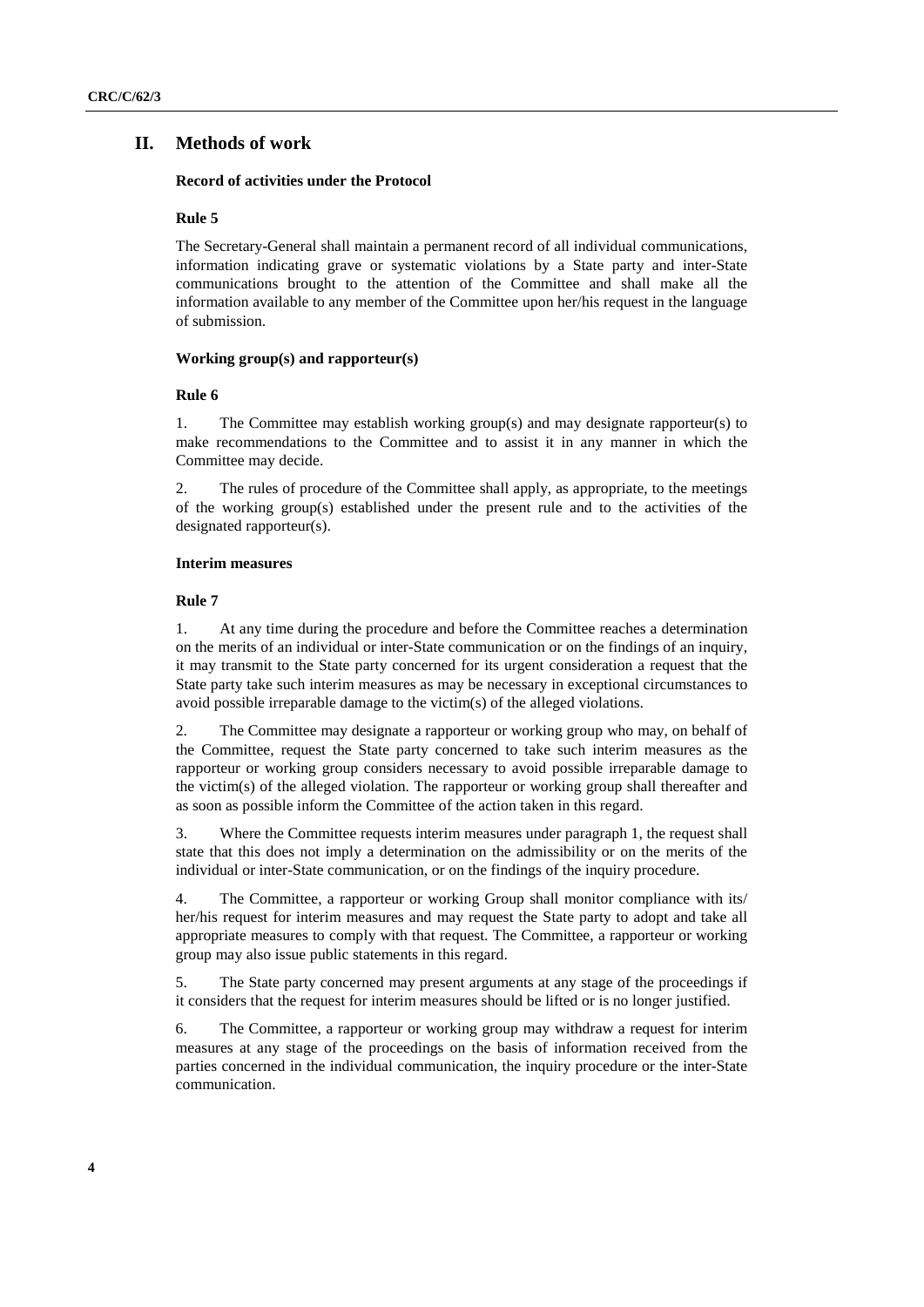## II. Methods of work

### Record of activities under the Protocol

#### Rule 5

The Secretary-General shall maintain a permanent record of all individual communications, information indicating grave or systematic violations by a State party and inter-State communications brought to the attention of the Committee and shall make all the information available to any member of the Committee upon her/his request in the language of submission.

### Working group(s) and rapporteur(s)

#### Rule 6

1. The Committee may establish working group(s) and may designate rapporteur(s) to make recommendations to the Committee and to assist it in any manner in which the Committee may decide.

2. The rules of procedure of the Committee shall apply, as appropriate, to the meetings of the working group(s) established under the present rule and to the activities of the designated rapporteur(s).

### Interim measures

#### Rule 7

1. At any time during the procedure and before the Committee reaches a determination on the merits of an individual or inter-State communication or on the findings of an inquiry, it may transmit to the State party concerned for its urgent consideration a request that the State party take such interim measures as may be necessary in exceptional circumstances to avoid possible irreparable damage to the victim(s) of the alleged violations.

2. The Committee may designate a rapporteur or working group who may, on behalf of the Committee, request the State party concerned to take such interim measures as the rapporteur or working group considers necessary to avoid possible irreparable damage to the victim(s) of the alleged violation. The rapporteur or working group shall thereafter and as soon as possible inform the Committee of the action taken in this regard.

3. Where the Committee requests interim measures under paragraph 1, the request shall state that this does not imply a determination on the admissibility or on the merits of the individual or inter-State communication, or on the findings of the inquiry procedure.

4. The Committee, a rapporteur or working Group shall monitor compliance with its/her/his request for interim measures and may request the State party to adopt and take all appropriate measures to comply with that request. The Committee, a rapporteur or working group may also issue public statements in this regard.

5. The State party concerned may present arguments at any stage of the proceedings if it considers that the request for interim measures should be lifted or is no longer justified.

6. The Committee, a rapporteur or working group may withdraw a request for interim measures at any stage of the proceedings on the basis of information received from the parties concerned in the individual communication, the inquiry procedure or the inter-State communication.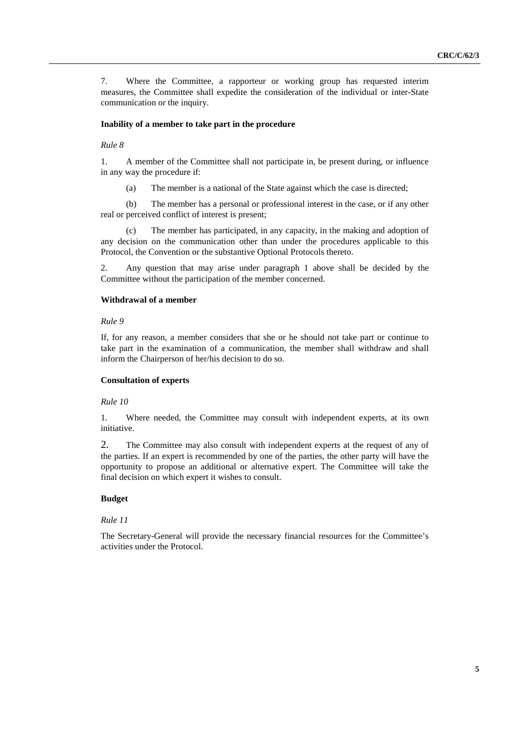7. Where the Committee, a rapporteur or working group has requested interim measures, the Committee shall expedite the consideration of the individual or inter-State communication or the inquiry.

**Inability of a member to take part in the procedure**

*Rule 8*

1. A member of the Committee shall not participate in, be present during, or influence in any way the procedure if:

(a) The member is a national of the State against which the case is directed;

(b) The member has a personal or professional interest in the case, or if any other real or perceived conflict of interest is present;

(c) The member has participated, in any capacity, in the making and adoption of any decision on the communication other than under the procedures applicable to this Protocol, the Convention or the substantive Optional Protocols thereto.

2. Any question that may arise under paragraph 1 above shall be decided by the Committee without the participation of the member concerned.

**Withdrawal of a member**

*Rule 9*

If, for any reason, a member considers that she or he should not take part or continue to take part in the examination of a communication, the member shall withdraw and shall inform the Chairperson of her/his decision to do so.

**Consultation of experts**

*Rule 10*

1. Where needed, the Committee may consult with independent experts, at its own initiative.

2. The Committee may also consult with independent experts at the request of any of the parties. If an expert is recommended by one of the parties, the other party will have the opportunity to propose an additional or alternative expert. The Committee will take the final decision on which expert it wishes to consult.

**Budget**

*Rule 11*

The Secretary-General will provide the necessary financial resources for the Committee's activities under the Protocol.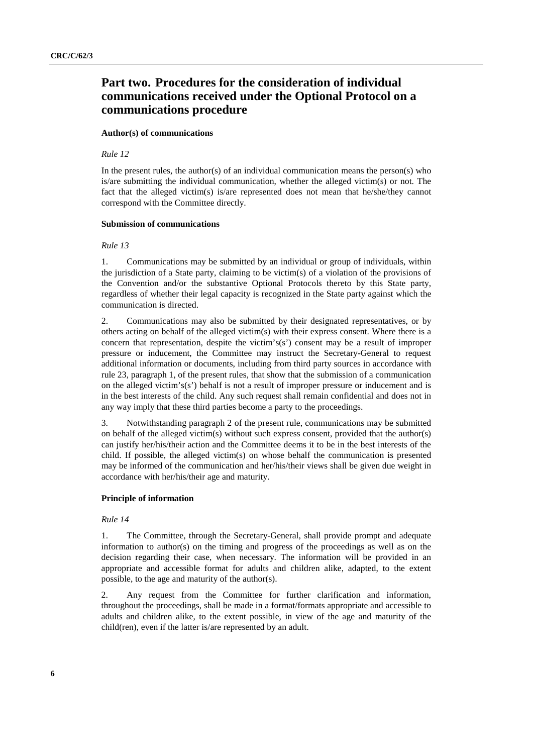# Part two. Procedures for the consideration of individual communications received under the Optional Protocol on a communications procedure

#### Author(s) of communications

*Rule 12*

In the present rules, the author(s) of an individual communication means the person(s) who is/are submitting the individual communication, whether the alleged victim(s) or not. The fact that the alleged victim(s) is/are represented does not mean that he/she/they cannot correspond with the Committee directly.

#### Submission of communications

*Rule 13*

1. Communications may be submitted by an individual or group of individuals, within the jurisdiction of a State party, claiming to be victim(s) of a violation of the provisions of the Convention and/or the substantive Optional Protocols thereto by this State party, regardless of whether their legal capacity is recognized in the State party against which the communication is directed.

2. Communications may also be submitted by their designated representatives, or by others acting on behalf of the alleged victim(s) with their express consent. Where there is a concern that representation, despite the victim's(s') consent may be a result of improper pressure or inducement, the Committee may instruct the Secretary-General to request additional information or documents, including from third party sources in accordance with rule 23, paragraph 1, of the present rules, that show that the submission of a communication on the alleged victim's(s') behalf is not a result of improper pressure or inducement and is in the best interests of the child. Any such request shall remain confidential and does not in any way imply that these third parties become a party to the proceedings.

3. Notwithstanding paragraph 2 of the present rule, communications may be submitted on behalf of the alleged victim(s) without such express consent, provided that the author(s) can justify her/his/their action and the Committee deems it to be in the best interests of the child. If possible, the alleged victim(s) on whose behalf the communication is presented may be informed of the communication and her/his/their views shall be given due weight in accordance with her/his/their age and maturity.

#### Principle of information

*Rule 14*

1. The Committee, through the Secretary-General, shall provide prompt and adequate information to author(s) on the timing and progress of the proceedings as well as on the decision regarding their case, when necessary. The information will be provided in an appropriate and accessible format for adults and children alike, adapted, to the extent possible, to the age and maturity of the author(s).

2. Any request from the Committee for further clarification and information, throughout the proceedings, shall be made in a format/formats appropriate and accessible to adults and children alike, to the extent possible, in view of the age and maturity of the child(ren), even if the latter is/are represented by an adult.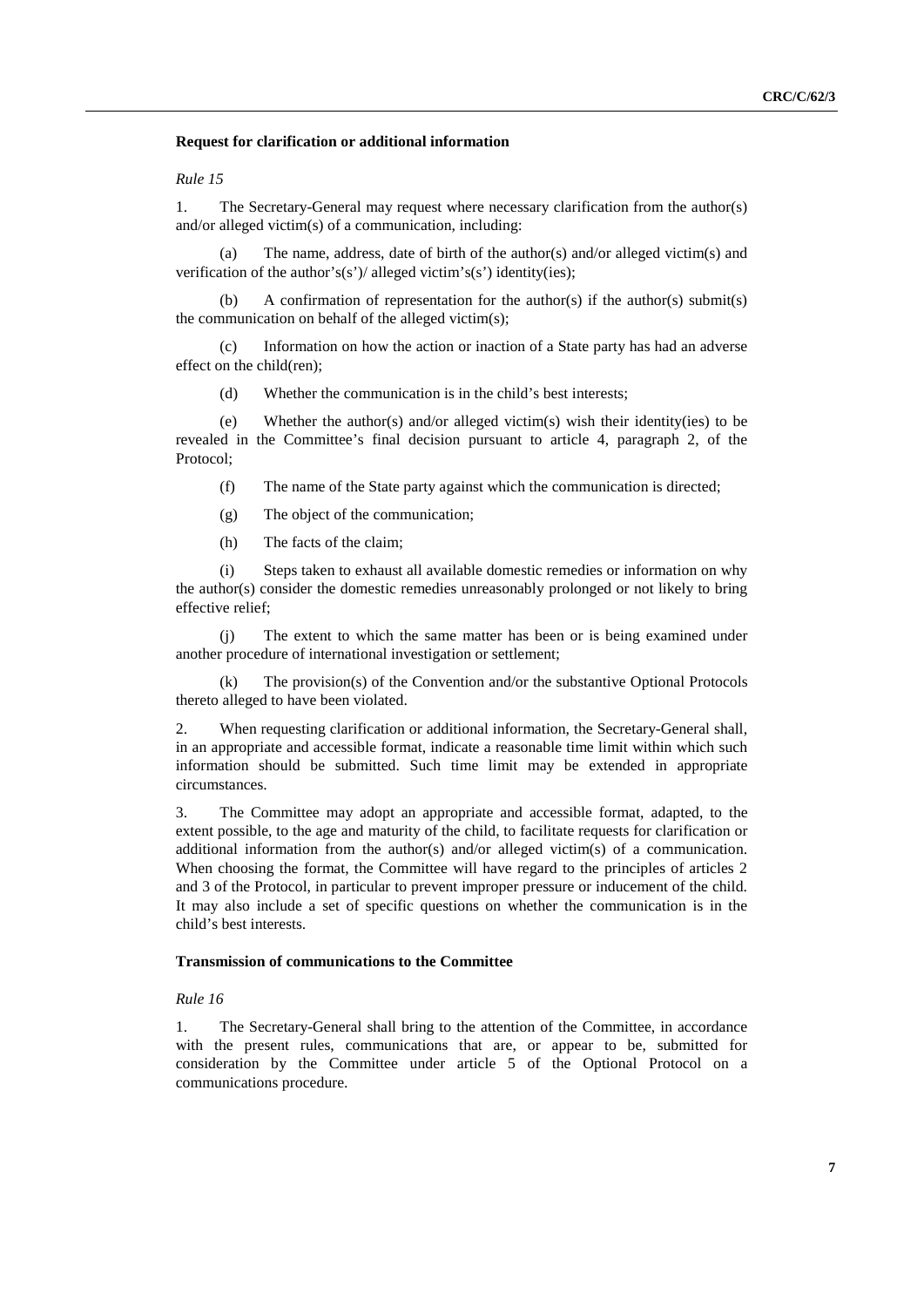#### Request for clarification or additional information

*Rule 15*

1. The Secretary-General may request where necessary clarification from the author(s) and/or alleged victim(s) of a communication, including:

(a) The name, address, date of birth of the author(s) and/or alleged victim(s) and verification of the author's(s')/ alleged victim's(s') identity(ies);

(b) A confirmation of representation for the author(s) if the author(s) submit(s) the communication on behalf of the alleged victim(s);

(c) Information on how the action or inaction of a State party has had an adverse effect on the child(ren);

(d) Whether the communication is in the child's best interests;

(e) Whether the author(s) and/or alleged victim(s) wish their identity(ies) to be revealed in the Committee's final decision pursuant to article 4, paragraph 2, of the Protocol;

(f) The name of the State party against which the communication is directed;

(g) The object of the communication;

(h) The facts of the claim;

(i) Steps taken to exhaust all available domestic remedies or information on why the author(s) consider the domestic remedies unreasonably prolonged or not likely to bring effective relief;

(j) The extent to which the same matter has been or is being examined under another procedure of international investigation or settlement;

(k) The provision(s) of the Convention and/or the substantive Optional Protocols thereto alleged to have been violated.

2. When requesting clarification or additional information, the Secretary-General shall, in an appropriate and accessible format, indicate a reasonable time limit within which such information should be submitted. Such time limit may be extended in appropriate circumstances.

3. The Committee may adopt an appropriate and accessible format, adapted, to the extent possible, to the age and maturity of the child, to facilitate requests for clarification or additional information from the author(s) and/or alleged victim(s) of a communication. When choosing the format, the Committee will have regard to the principles of articles 2 and 3 of the Protocol, in particular to prevent improper pressure or inducement of the child. It may also include a set of specific questions on whether the communication is in the child's best interests.

#### Transmission of communications to the Committee

*Rule 16*

1. The Secretary-General shall bring to the attention of the Committee, in accordance with the present rules, communications that are, or appear to be, submitted for consideration by the Committee under article 5 of the Optional Protocol on a communications procedure.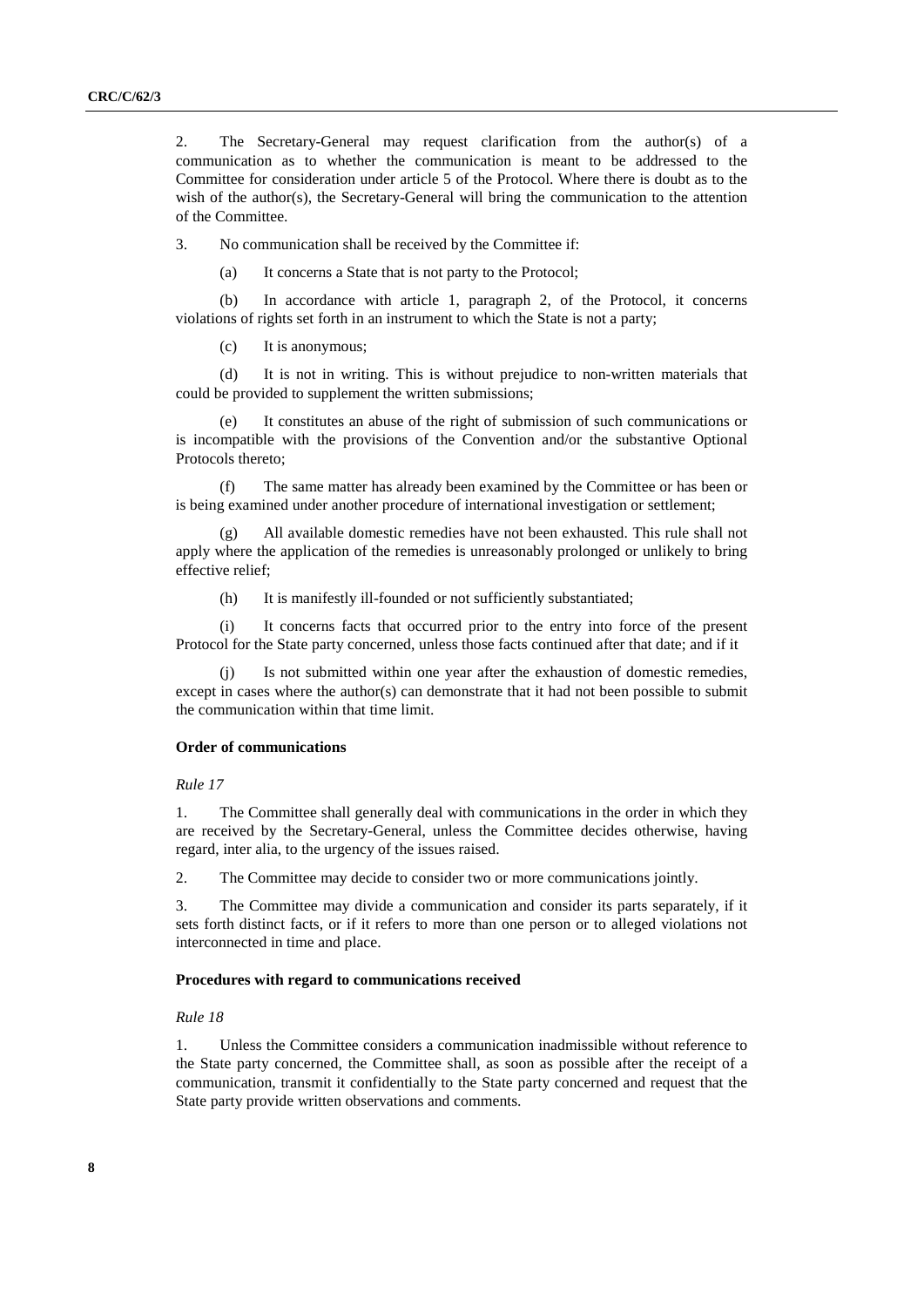2. The Secretary-General may request clarification from the author(s) of a communication as to whether the communication is meant to be addressed to the Committee for consideration under article 5 of the Protocol. Where there is doubt as to the wish of the author(s), the Secretary-General will bring the communication to the attention of the Committee.

3. No communication shall be received by the Committee if:

(a) It concerns a State that is not party to the Protocol;

(b) In accordance with article 1, paragraph 2, of the Protocol, it concerns violations of rights set forth in an instrument to which the State is not a party;

(c) It is anonymous;

(d) It is not in writing. This is without prejudice to non-written materials that could be provided to supplement the written submissions;

(e) It constitutes an abuse of the right of submission of such communications or is incompatible with the provisions of the Convention and/or the substantive Optional Protocols thereto;

(f) The same matter has already been examined by the Committee or has been or is being examined under another procedure of international investigation or settlement;

(g) All available domestic remedies have not been exhausted. This rule shall not apply where the application of the remedies is unreasonably prolonged or unlikely to bring effective relief;

(h) It is manifestly ill-founded or not sufficiently substantiated;

(i) It concerns facts that occurred prior to the entry into force of the present Protocol for the State party concerned, unless those facts continued after that date; and if it

(j) Is not submitted within one year after the exhaustion of domestic remedies, except in cases where the author(s) can demonstrate that it had not been possible to submit the communication within that time limit.

### Order of communications

*Rule 17*

1. The Committee shall generally deal with communications in the order in which they are received by the Secretary-General, unless the Committee decides otherwise, having regard, inter alia, to the urgency of the issues raised.

2. The Committee may decide to consider two or more communications jointly.

3. The Committee may divide a communication and consider its parts separately, if it sets forth distinct facts, or if it refers to more than one person or to alleged violations not interconnected in time and place.

### Procedures with regard to communications received

*Rule 18*

1. Unless the Committee considers a communication inadmissible without reference to the State party concerned, the Committee shall, as soon as possible after the receipt of a communication, transmit it confidentially to the State party concerned and request that the State party provide written observations and comments.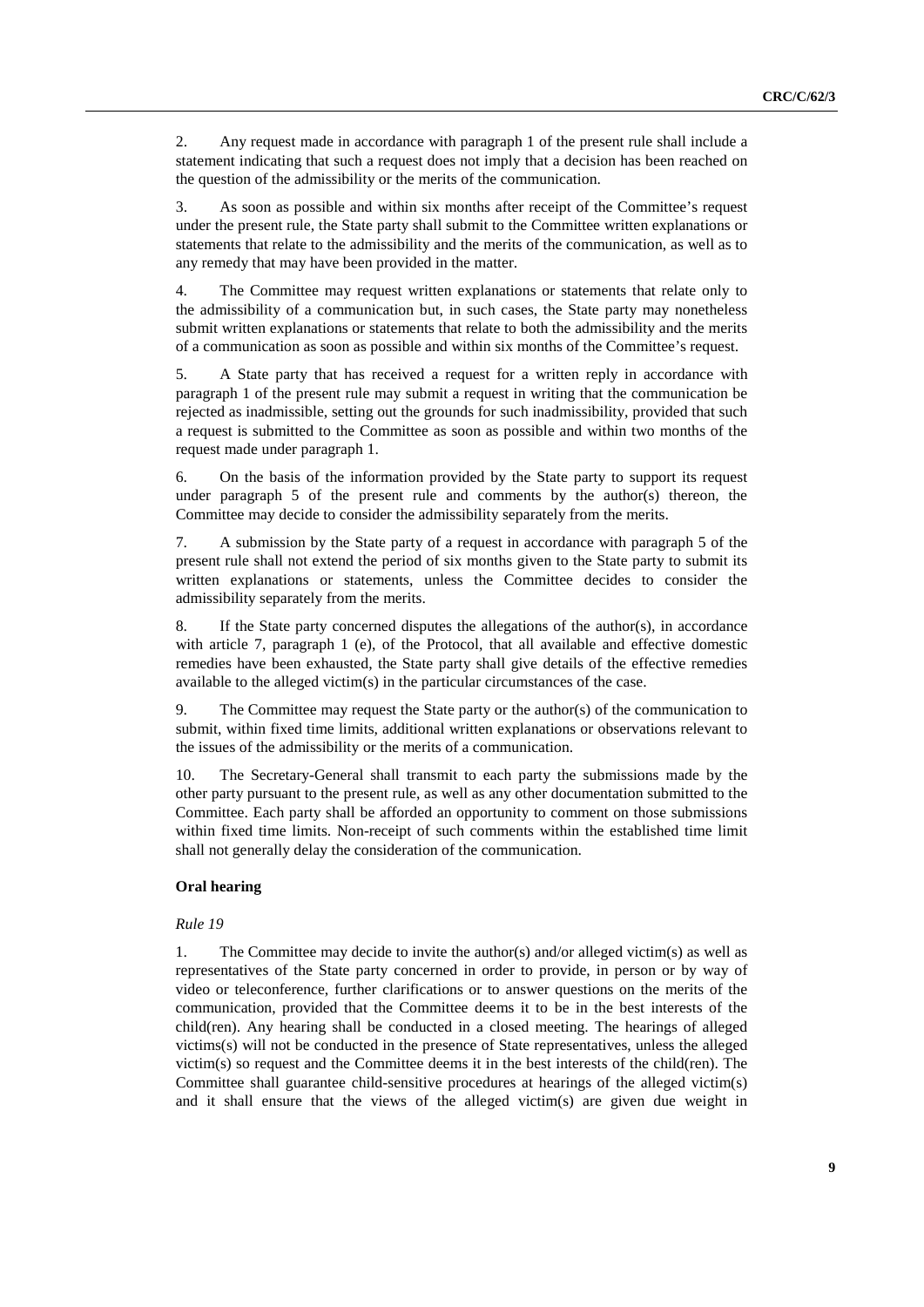2. Any request made in accordance with paragraph 1 of the present rule shall include a statement indicating that such a request does not imply that a decision has been reached on the question of the admissibility or the merits of the communication.

3. As soon as possible and within six months after receipt of the Committee's request under the present rule, the State party shall submit to the Committee written explanations or statements that relate to the admissibility and the merits of the communication, as well as to any remedy that may have been provided in the matter.

4. The Committee may request written explanations or statements that relate only to the admissibility of a communication but, in such cases, the State party may nonetheless submit written explanations or statements that relate to both the admissibility and the merits of a communication as soon as possible and within six months of the Committee's request.

5. A State party that has received a request for a written reply in accordance with paragraph 1 of the present rule may submit a request in writing that the communication be rejected as inadmissible, setting out the grounds for such inadmissibility, provided that such a request is submitted to the Committee as soon as possible and within two months of the request made under paragraph 1.

6. On the basis of the information provided by the State party to support its request under paragraph 5 of the present rule and comments by the author(s) thereon, the Committee may decide to consider the admissibility separately from the merits.

7. A submission by the State party of a request in accordance with paragraph 5 of the present rule shall not extend the period of six months given to the State party to submit its written explanations or statements, unless the Committee decides to consider the admissibility separately from the merits.

8. If the State party concerned disputes the allegations of the author(s), in accordance with article 7, paragraph 1 (e), of the Protocol, that all available and effective domestic remedies have been exhausted, the State party shall give details of the effective remedies available to the alleged victim(s) in the particular circumstances of the case.

9. The Committee may request the State party or the author(s) of the communication to submit, within fixed time limits, additional written explanations or observations relevant to the issues of the admissibility or the merits of a communication.

10. The Secretary-General shall transmit to each party the submissions made by the other party pursuant to the present rule, as well as any other documentation submitted to the Committee. Each party shall be afforded an opportunity to comment on those submissions within fixed time limits. Non-receipt of such comments within the established time limit shall not generally delay the consideration of the communication.

**Oral hearing**

*Rule 19*

1. The Committee may decide to invite the author(s) and/or alleged victim(s) as well as representatives of the State party concerned in order to provide, in person or by way of video or teleconference, further clarifications or to answer questions on the merits of the communication, provided that the Committee deems it to be in the best interests of the child(ren). Any hearing shall be conducted in a closed meeting. The hearings of alleged victims(s) will not be conducted in the presence of State representatives, unless the alleged victim(s) so request and the Committee deems it in the best interests of the child(ren). The Committee shall guarantee child-sensitive procedures at hearings of the alleged victim(s) and it shall ensure that the views of the alleged victim(s) are given due weight in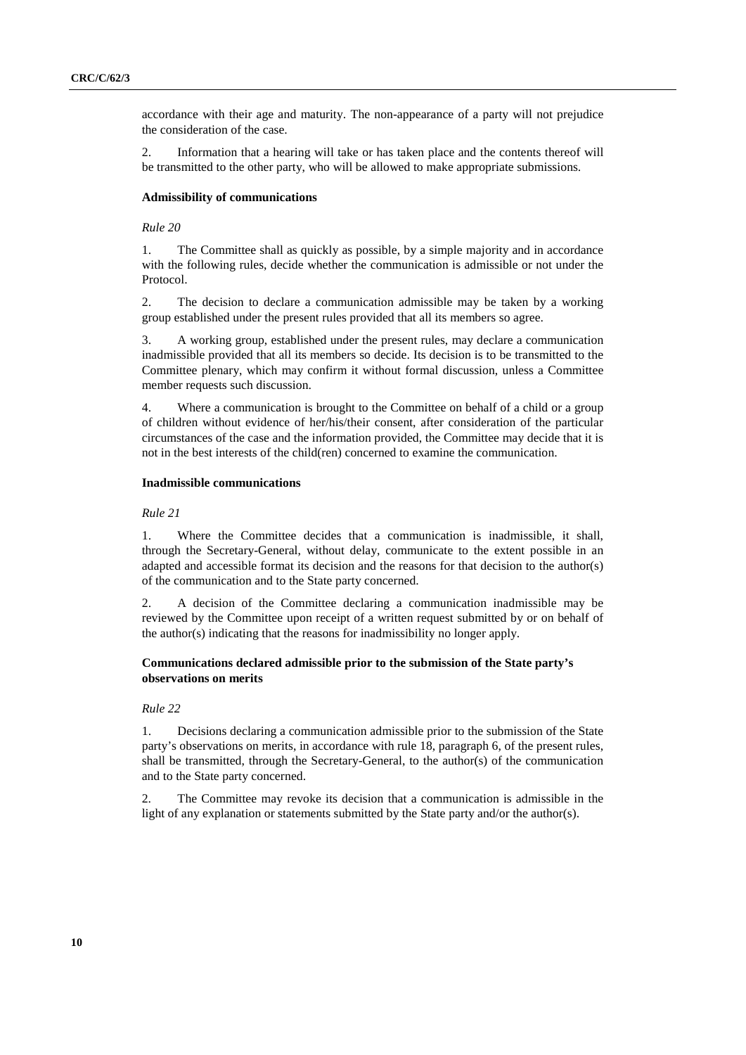accordance with their age and maturity. The non-appearance of a party will not prejudice the consideration of the case.

2. Information that a hearing will take or has taken place and the contents thereof will be transmitted to the other party, who will be allowed to make appropriate submissions.

#### Admissibility of communications

*Rule 20*

1. The Committee shall as quickly as possible, by a simple majority and in accordance with the following rules, decide whether the communication is admissible or not under the Protocol.

2. The decision to declare a communication admissible may be taken by a working group established under the present rules provided that all its members so agree.

3. A working group, established under the present rules, may declare a communication inadmissible provided that all its members so decide. Its decision is to be transmitted to the Committee plenary, which may confirm it without formal discussion, unless a Committee member requests such discussion.

4. Where a communication is brought to the Committee on behalf of a child or a group of children without evidence of her/his/their consent, after consideration of the particular circumstances of the case and the information provided, the Committee may decide that it is not in the best interests of the child(ren) concerned to examine the communication.

#### Inadmissible communications

*Rule 21*

1. Where the Committee decides that a communication is inadmissible, it shall, through the Secretary-General, without delay, communicate to the extent possible in an adapted and accessible format its decision and the reasons for that decision to the author(s) of the communication and to the State party concerned.

2. A decision of the Committee declaring a communication inadmissible may be reviewed by the Committee upon receipt of a written request submitted by or on behalf of the author(s) indicating that the reasons for inadmissibility no longer apply.

#### Communications declared admissible prior to the submission of the State party's observations on merits

*Rule 22*

1. Decisions declaring a communication admissible prior to the submission of the State party's observations on merits, in accordance with rule 18, paragraph 6, of the present rules, shall be transmitted, through the Secretary-General, to the author(s) of the communication and to the State party concerned.

2. The Committee may revoke its decision that a communication is admissible in the light of any explanation or statements submitted by the State party and/or the author(s).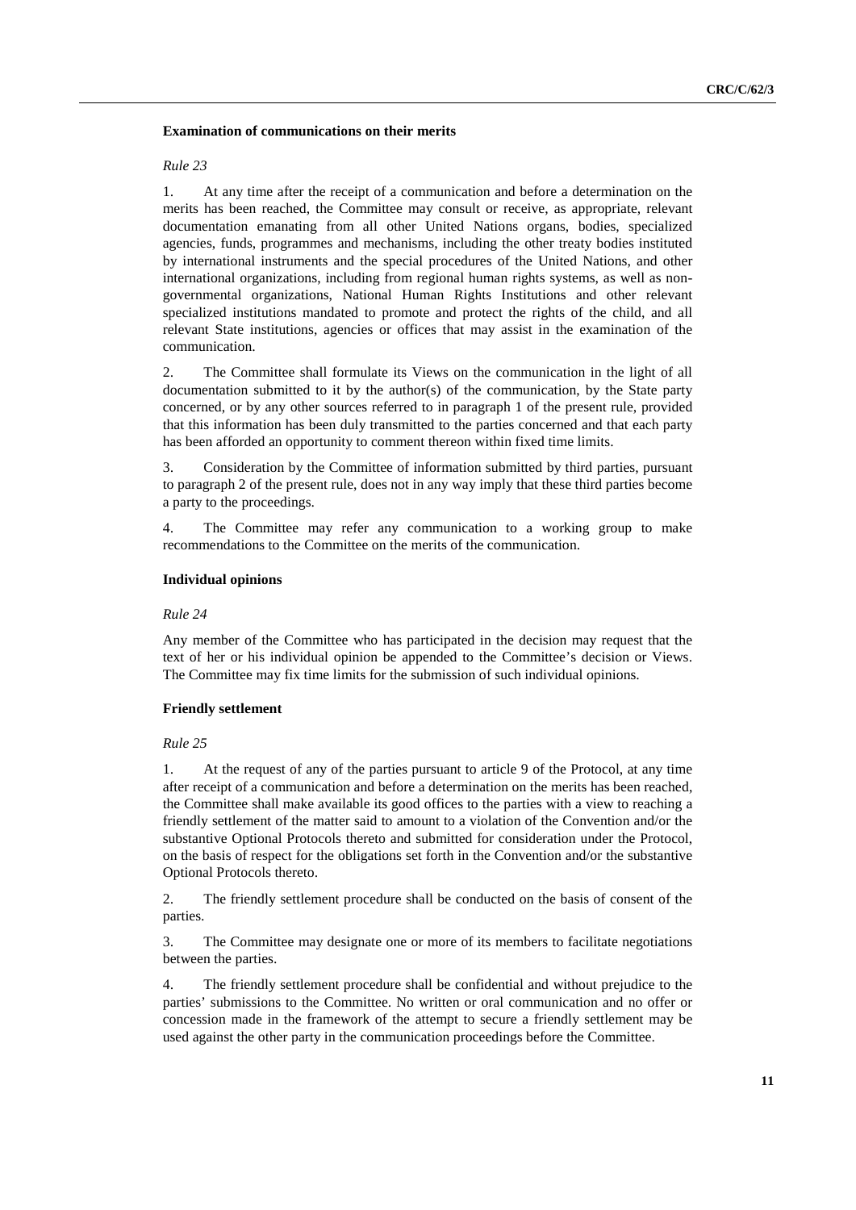### Examination of communications on their merits

*Rule 23*

1. At any time after the receipt of a communication and before a determination on the merits has been reached, the Committee may consult or receive, as appropriate, relevant documentation emanating from all other United Nations organs, bodies, specialized agencies, funds, programmes and mechanisms, including the other treaty bodies instituted by international instruments and the special procedures of the United Nations, and other international organizations, including from regional human rights systems, as well as non-governmental organizations, National Human Rights Institutions and other relevant specialized institutions mandated to promote and protect the rights of the child, and all relevant State institutions, agencies or offices that may assist in the examination of the communication.

2. The Committee shall formulate its Views on the communication in the light of all documentation submitted to it by the author(s) of the communication, by the State party concerned, or by any other sources referred to in paragraph 1 of the present rule, provided that this information has been duly transmitted to the parties concerned and that each party has been afforded an opportunity to comment thereon within fixed time limits.

3. Consideration by the Committee of information submitted by third parties, pursuant to paragraph 2 of the present rule, does not in any way imply that these third parties become a party to the proceedings.

4. The Committee may refer any communication to a working group to make recommendations to the Committee on the merits of the communication.

### Individual opinions

*Rule 24*

Any member of the Committee who has participated in the decision may request that the text of her or his individual opinion be appended to the Committee's decision or Views. The Committee may fix time limits for the submission of such individual opinions.

### Friendly settlement

*Rule 25*

1. At the request of any of the parties pursuant to article 9 of the Protocol, at any time after receipt of a communication and before a determination on the merits has been reached, the Committee shall make available its good offices to the parties with a view to reaching a friendly settlement of the matter said to amount to a violation of the Convention and/or the substantive Optional Protocols thereto and submitted for consideration under the Protocol, on the basis of respect for the obligations set forth in the Convention and/or the substantive Optional Protocols thereto.

2. The friendly settlement procedure shall be conducted on the basis of consent of the parties.

3. The Committee may designate one or more of its members to facilitate negotiations between the parties.

4. The friendly settlement procedure shall be confidential and without prejudice to the parties' submissions to the Committee. No written or oral communication and no offer or concession made in the framework of the attempt to secure a friendly settlement may be used against the other party in the communication proceedings before the Committee.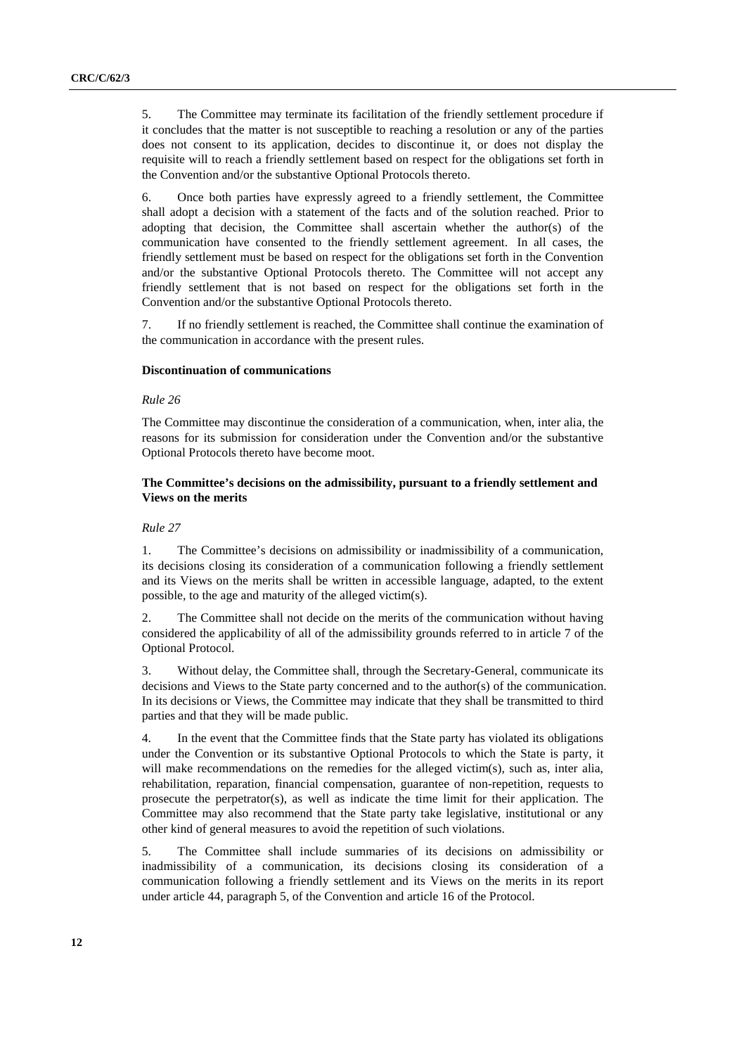5. The Committee may terminate its facilitation of the friendly settlement procedure if it concludes that the matter is not susceptible to reaching a resolution or any of the parties does not consent to its application, decides to discontinue it, or does not display the requisite will to reach a friendly settlement based on respect for the obligations set forth in the Convention and/or the substantive Optional Protocols thereto.

6. Once both parties have expressly agreed to a friendly settlement, the Committee shall adopt a decision with a statement of the facts and of the solution reached. Prior to adopting that decision, the Committee shall ascertain whether the author(s) of the communication have consented to the friendly settlement agreement. In all cases, the friendly settlement must be based on respect for the obligations set forth in the Convention and/or the substantive Optional Protocols thereto. The Committee will not accept any friendly settlement that is not based on respect for the obligations set forth in the Convention and/or the substantive Optional Protocols thereto.

7. If no friendly settlement is reached, the Committee shall continue the examination of the communication in accordance with the present rules.

**Discontinuation of communications**

*Rule 26*

The Committee may discontinue the consideration of a communication, when, inter alia, the reasons for its submission for consideration under the Convention and/or the substantive Optional Protocols thereto have become moot.

**The Committee's decisions on the admissibility, pursuant to a friendly settlement and Views on the merits**

*Rule 27*

1. The Committee's decisions on admissibility or inadmissibility of a communication, its decisions closing its consideration of a communication following a friendly settlement and its Views on the merits shall be written in accessible language, adapted, to the extent possible, to the age and maturity of the alleged victim(s).

2. The Committee shall not decide on the merits of the communication without having considered the applicability of all of the admissibility grounds referred to in article 7 of the Optional Protocol.

3. Without delay, the Committee shall, through the Secretary-General, communicate its decisions and Views to the State party concerned and to the author(s) of the communication. In its decisions or Views, the Committee may indicate that they shall be transmitted to third parties and that they will be made public.

4. In the event that the Committee finds that the State party has violated its obligations under the Convention or its substantive Optional Protocols to which the State is party, it will make recommendations on the remedies for the alleged victim(s), such as, inter alia, rehabilitation, reparation, financial compensation, guarantee of non-repetition, requests to prosecute the perpetrator(s), as well as indicate the time limit for their application. The Committee may also recommend that the State party take legislative, institutional or any other kind of general measures to avoid the repetition of such violations.

5. The Committee shall include summaries of its decisions on admissibility or inadmissibility of a communication, its decisions closing its consideration of a communication following a friendly settlement and its Views on the merits in its report under article 44, paragraph 5, of the Convention and article 16 of the Protocol.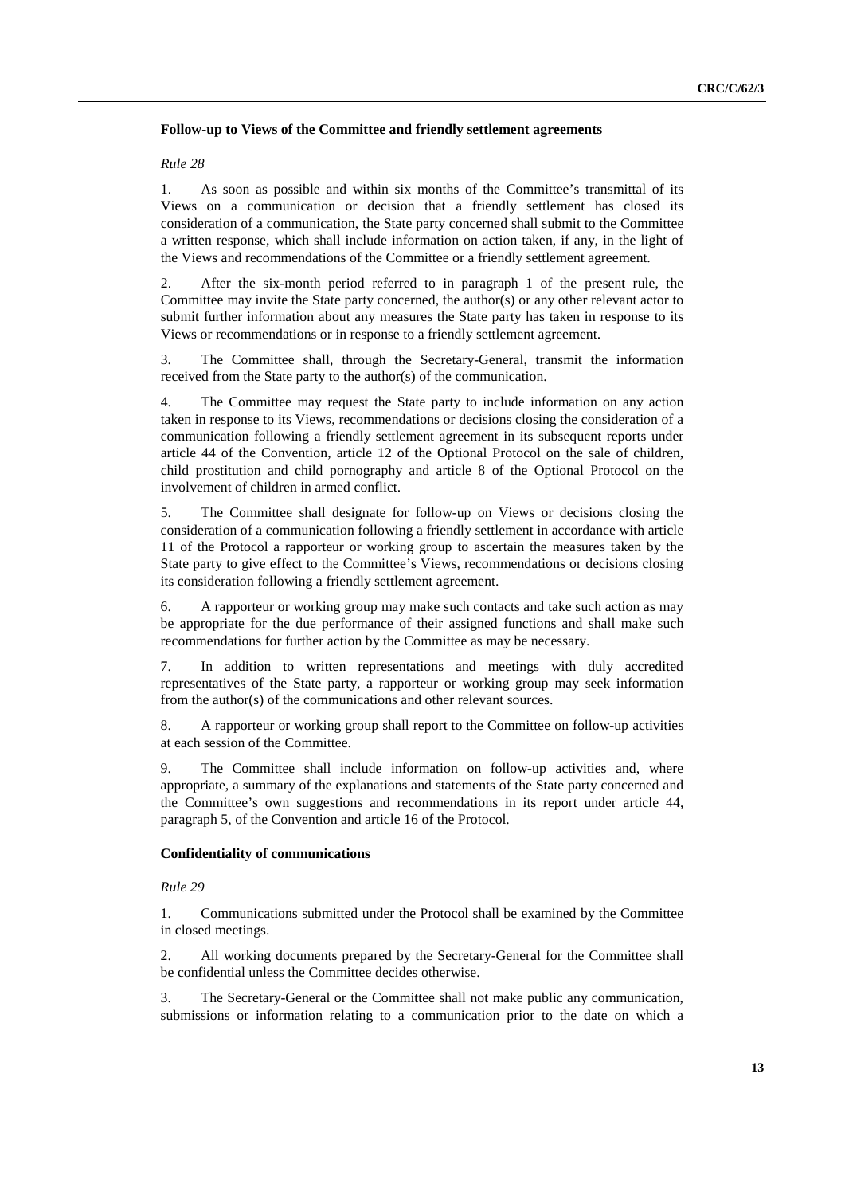**Follow-up to Views of the Committee and friendly settlement agreements**

*Rule 28*

1. As soon as possible and within six months of the Committee's transmittal of its Views on a communication or decision that a friendly settlement has closed its consideration of a communication, the State party concerned shall submit to the Committee a written response, which shall include information on action taken, if any, in the light of the Views and recommendations of the Committee or a friendly settlement agreement.

2. After the six-month period referred to in paragraph 1 of the present rule, the Committee may invite the State party concerned, the author(s) or any other relevant actor to submit further information about any measures the State party has taken in response to its Views or recommendations or in response to a friendly settlement agreement.

3. The Committee shall, through the Secretary-General, transmit the information received from the State party to the author(s) of the communication.

4. The Committee may request the State party to include information on any action taken in response to its Views, recommendations or decisions closing the consideration of a communication following a friendly settlement agreement in its subsequent reports under article 44 of the Convention, article 12 of the Optional Protocol on the sale of children, child prostitution and child pornography and article 8 of the Optional Protocol on the involvement of children in armed conflict.

5. The Committee shall designate for follow-up on Views or decisions closing the consideration of a communication following a friendly settlement in accordance with article 11 of the Protocol a rapporteur or working group to ascertain the measures taken by the State party to give effect to the Committee's Views, recommendations or decisions closing its consideration following a friendly settlement agreement.

6. A rapporteur or working group may make such contacts and take such action as may be appropriate for the due performance of their assigned functions and shall make such recommendations for further action by the Committee as may be necessary.

7. In addition to written representations and meetings with duly accredited representatives of the State party, a rapporteur or working group may seek information from the author(s) of the communications and other relevant sources.

8. A rapporteur or working group shall report to the Committee on follow-up activities at each session of the Committee.

9. The Committee shall include information on follow-up activities and, where appropriate, a summary of the explanations and statements of the State party concerned and the Committee's own suggestions and recommendations in its report under article 44, paragraph 5, of the Convention and article 16 of the Protocol.

**Confidentiality of communications**

*Rule 29*

1. Communications submitted under the Protocol shall be examined by the Committee in closed meetings.

2. All working documents prepared by the Secretary-General for the Committee shall be confidential unless the Committee decides otherwise.

3. The Secretary-General or the Committee shall not make public any communication, submissions or information relating to a communication prior to the date on which a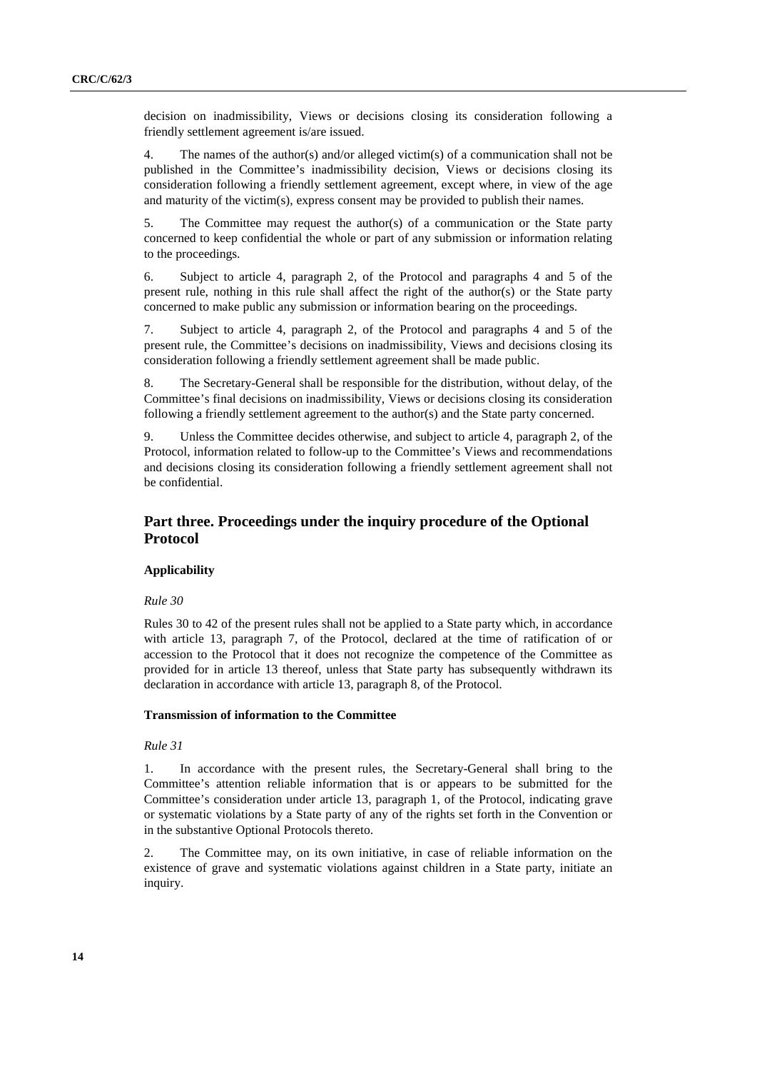decision on inadmissibility, Views or decisions closing its consideration following a friendly settlement agreement is/are issued.

4. The names of the author(s) and/or alleged victim(s) of a communication shall not be published in the Committee's inadmissibility decision, Views or decisions closing its consideration following a friendly settlement agreement, except where, in view of the age and maturity of the victim(s), express consent may be provided to publish their names.

5. The Committee may request the author(s) of a communication or the State party concerned to keep confidential the whole or part of any submission or information relating to the proceedings.

6. Subject to article 4, paragraph 2, of the Protocol and paragraphs 4 and 5 of the present rule, nothing in this rule shall affect the right of the author(s) or the State party concerned to make public any submission or information bearing on the proceedings.

7. Subject to article 4, paragraph 2, of the Protocol and paragraphs 4 and 5 of the present rule, the Committee's decisions on inadmissibility, Views and decisions closing its consideration following a friendly settlement agreement shall be made public.

8. The Secretary-General shall be responsible for the distribution, without delay, of the Committee's final decisions on inadmissibility, Views or decisions closing its consideration following a friendly settlement agreement to the author(s) and the State party concerned.

9. Unless the Committee decides otherwise, and subject to article 4, paragraph 2, of the Protocol, information related to follow-up to the Committee's Views and recommendations and decisions closing its consideration following a friendly settlement agreement shall not be confidential.

## Part three. Proceedings under the inquiry procedure of the Optional Protocol

#### Applicability

*Rule 30*

Rules 30 to 42 of the present rules shall not be applied to a State party which, in accordance with article 13, paragraph 7, of the Protocol, declared at the time of ratification of or accession to the Protocol that it does not recognize the competence of the Committee as provided for in article 13 thereof, unless that State party has subsequently withdrawn its declaration in accordance with article 13, paragraph 8, of the Protocol.

#### Transmission of information to the Committee

*Rule 31*

1. In accordance with the present rules, the Secretary-General shall bring to the Committee's attention reliable information that is or appears to be submitted for the Committee's consideration under article 13, paragraph 1, of the Protocol, indicating grave or systematic violations by a State party of any of the rights set forth in the Convention or in the substantive Optional Protocols thereto.

2. The Committee may, on its own initiative, in case of reliable information on the existence of grave and systematic violations against children in a State party, initiate an inquiry.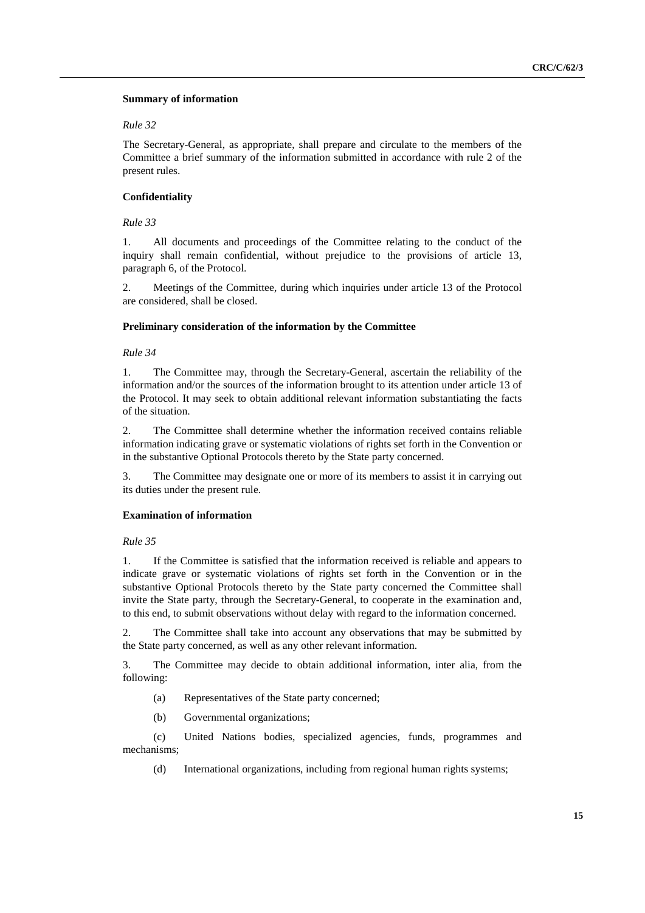### Summary of information

*Rule 32*

The Secretary-General, as appropriate, shall prepare and circulate to the members of the Committee a brief summary of the information submitted in accordance with rule 2 of the present rules.

### Confidentiality

*Rule 33*

1. All documents and proceedings of the Committee relating to the conduct of the inquiry shall remain confidential, without prejudice to the provisions of article 13, paragraph 6, of the Protocol.

2. Meetings of the Committee, during which inquiries under article 13 of the Protocol are considered, shall be closed.

### Preliminary consideration of the information by the Committee

*Rule 34*

1. The Committee may, through the Secretary-General, ascertain the reliability of the information and/or the sources of the information brought to its attention under article 13 of the Protocol. It may seek to obtain additional relevant information substantiating the facts of the situation.

2. The Committee shall determine whether the information received contains reliable information indicating grave or systematic violations of rights set forth in the Convention or in the substantive Optional Protocols thereto by the State party concerned.

3. The Committee may designate one or more of its members to assist it in carrying out its duties under the present rule.

### Examination of information

*Rule 35*

1. If the Committee is satisfied that the information received is reliable and appears to indicate grave or systematic violations of rights set forth in the Convention or in the substantive Optional Protocols thereto by the State party concerned the Committee shall invite the State party, through the Secretary-General, to cooperate in the examination and, to this end, to submit observations without delay with regard to the information concerned.

2. The Committee shall take into account any observations that may be submitted by the State party concerned, as well as any other relevant information.

3. The Committee may decide to obtain additional information, inter alia, from the following:

(a) Representatives of the State party concerned;

(b) Governmental organizations;

(c) United Nations bodies, specialized agencies, funds, programmes and mechanisms;

(d) International organizations, including from regional human rights systems;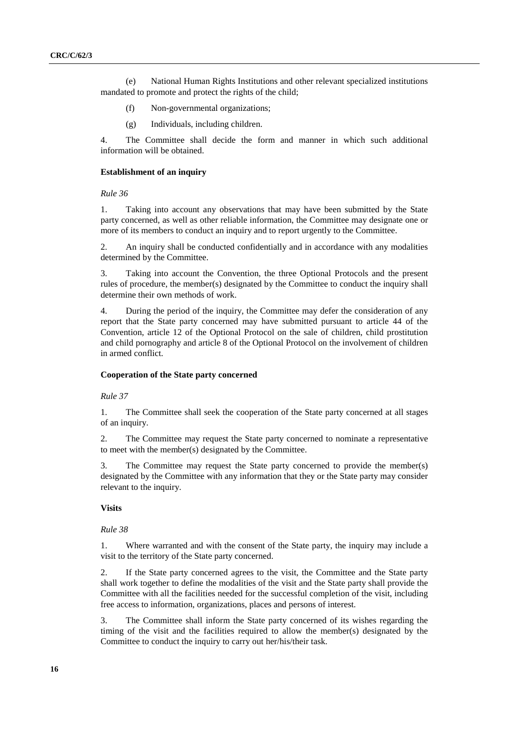(e) National Human Rights Institutions and other relevant specialized institutions mandated to promote and protect the rights of the child;

(f) Non-governmental organizations;

(g) Individuals, including children.

4. The Committee shall decide the form and manner in which such additional information will be obtained.

### Establishment of an inquiry

*Rule 36*

1. Taking into account any observations that may have been submitted by the State party concerned, as well as other reliable information, the Committee may designate one or more of its members to conduct an inquiry and to report urgently to the Committee.

2. An inquiry shall be conducted confidentially and in accordance with any modalities determined by the Committee.

3. Taking into account the Convention, the three Optional Protocols and the present rules of procedure, the member(s) designated by the Committee to conduct the inquiry shall determine their own methods of work.

4. During the period of the inquiry, the Committee may defer the consideration of any report that the State party concerned may have submitted pursuant to article 44 of the Convention, article 12 of the Optional Protocol on the sale of children, child prostitution and child pornography and article 8 of the Optional Protocol on the involvement of children in armed conflict.

### Cooperation of the State party concerned

*Rule 37*

1. The Committee shall seek the cooperation of the State party concerned at all stages of an inquiry.

2. The Committee may request the State party concerned to nominate a representative to meet with the member(s) designated by the Committee.

3. The Committee may request the State party concerned to provide the member(s) designated by the Committee with any information that they or the State party may consider relevant to the inquiry.

### Visits

*Rule 38*

1. Where warranted and with the consent of the State party, the inquiry may include a visit to the territory of the State party concerned.

2. If the State party concerned agrees to the visit, the Committee and the State party shall work together to define the modalities of the visit and the State party shall provide the Committee with all the facilities needed for the successful completion of the visit, including free access to information, organizations, places and persons of interest.

3. The Committee shall inform the State party concerned of its wishes regarding the timing of the visit and the facilities required to allow the member(s) designated by the Committee to conduct the inquiry to carry out her/his/their task.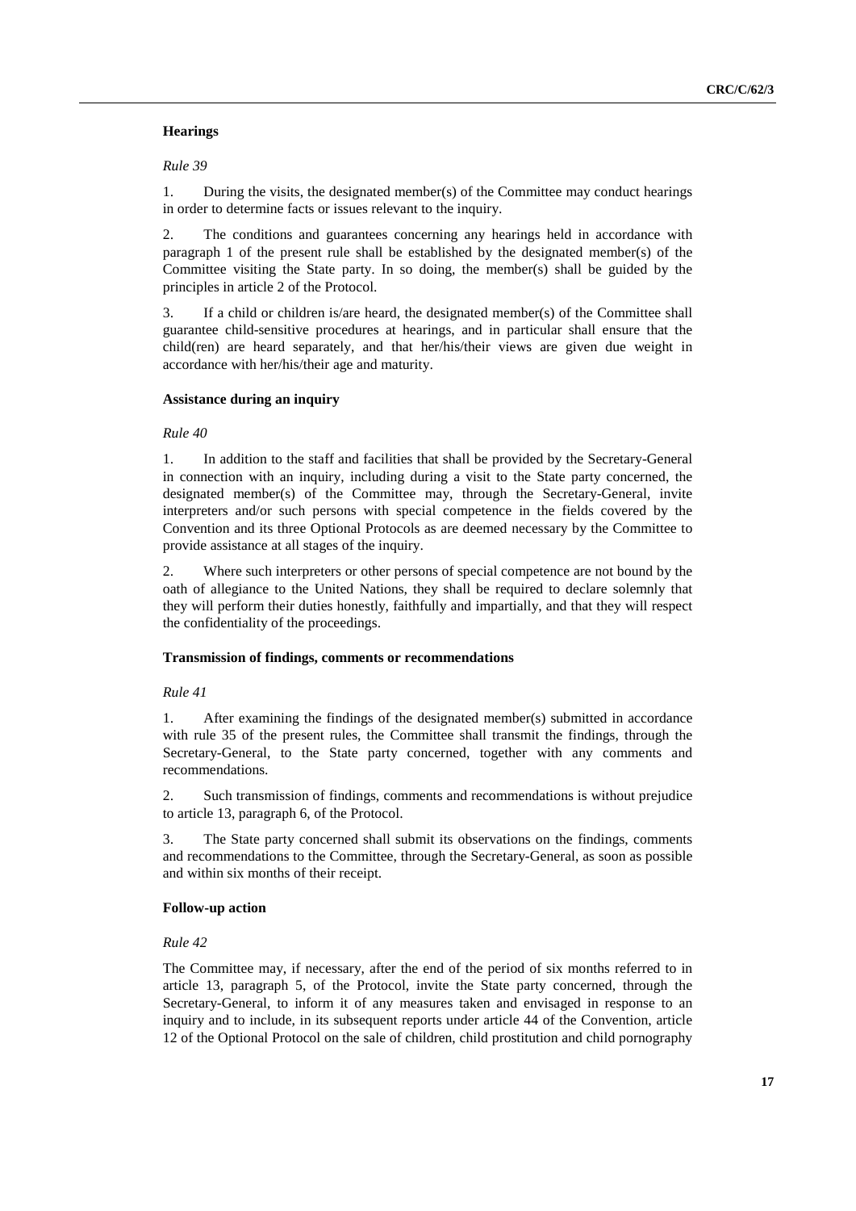### Hearings

*Rule 39*

1. During the visits, the designated member(s) of the Committee may conduct hearings in order to determine facts or issues relevant to the inquiry.

2. The conditions and guarantees concerning any hearings held in accordance with paragraph 1 of the present rule shall be established by the designated member(s) of the Committee visiting the State party. In so doing, the member(s) shall be guided by the principles in article 2 of the Protocol.

3. If a child or children is/are heard, the designated member(s) of the Committee shall guarantee child-sensitive procedures at hearings, and in particular shall ensure that the child(ren) are heard separately, and that her/his/their views are given due weight in accordance with her/his/their age and maturity.

### Assistance during an inquiry

*Rule 40*

1. In addition to the staff and facilities that shall be provided by the Secretary-General in connection with an inquiry, including during a visit to the State party concerned, the designated member(s) of the Committee may, through the Secretary-General, invite interpreters and/or such persons with special competence in the fields covered by the Convention and its three Optional Protocols as are deemed necessary by the Committee to provide assistance at all stages of the inquiry.

2. Where such interpreters or other persons of special competence are not bound by the oath of allegiance to the United Nations, they shall be required to declare solemnly that they will perform their duties honestly, faithfully and impartially, and that they will respect the confidentiality of the proceedings.

### Transmission of findings, comments or recommendations

*Rule 41*

1. After examining the findings of the designated member(s) submitted in accordance with rule 35 of the present rules, the Committee shall transmit the findings, through the Secretary-General, to the State party concerned, together with any comments and recommendations.

2. Such transmission of findings, comments and recommendations is without prejudice to article 13, paragraph 6, of the Protocol.

3. The State party concerned shall submit its observations on the findings, comments and recommendations to the Committee, through the Secretary-General, as soon as possible and within six months of their receipt.

### Follow-up action

*Rule 42*

The Committee may, if necessary, after the end of the period of six months referred to in article 13, paragraph 5, of the Protocol, invite the State party concerned, through the Secretary-General, to inform it of any measures taken and envisaged in response to an inquiry and to include, in its subsequent reports under article 44 of the Convention, article 12 of the Optional Protocol on the sale of children, child prostitution and child pornography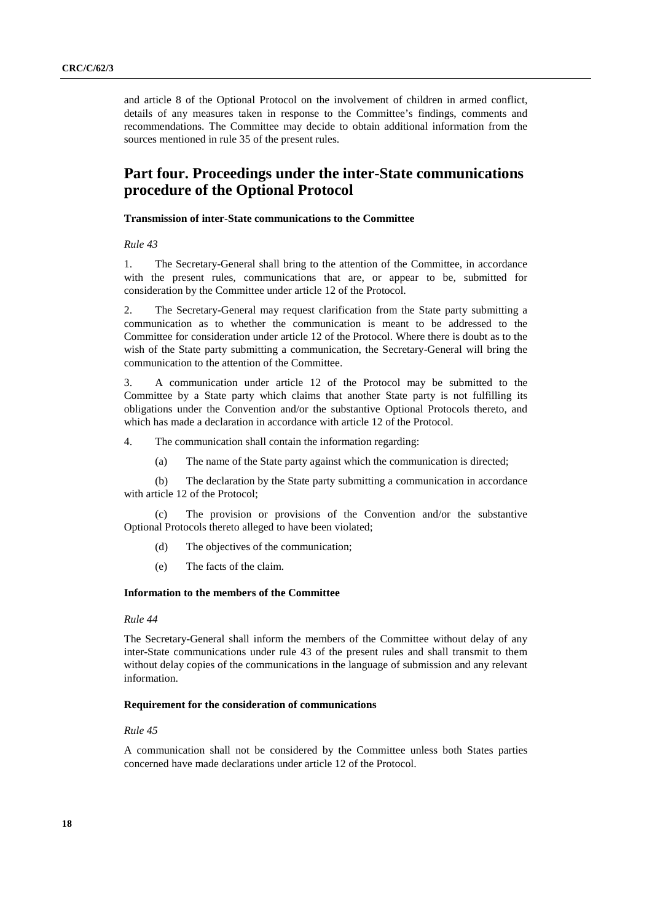and article 8 of the Optional Protocol on the involvement of children in armed conflict, details of any measures taken in response to the Committee's findings, comments and recommendations. The Committee may decide to obtain additional information from the sources mentioned in rule 35 of the present rules.

# Part four. Proceedings under the inter-State communications procedure of the Optional Protocol

**Transmission of inter-State communications to the Committee**

*Rule 43*

1. The Secretary-General shall bring to the attention of the Committee, in accordance with the present rules, communications that are, or appear to be, submitted for consideration by the Committee under article 12 of the Protocol.

2. The Secretary-General may request clarification from the State party submitting a communication as to whether the communication is meant to be addressed to the Committee for consideration under article 12 of the Protocol. Where there is doubt as to the wish of the State party submitting a communication, the Secretary-General will bring the communication to the attention of the Committee.

3. A communication under article 12 of the Protocol may be submitted to the Committee by a State party which claims that another State party is not fulfilling its obligations under the Convention and/or the substantive Optional Protocols thereto, and which has made a declaration in accordance with article 12 of the Protocol.

4. The communication shall contain the information regarding:

(a) The name of the State party against which the communication is directed;

(b) The declaration by the State party submitting a communication in accordance with article 12 of the Protocol;

(c) The provision or provisions of the Convention and/or the substantive Optional Protocols thereto alleged to have been violated;

(d) The objectives of the communication;

(e) The facts of the claim.

**Information to the members of the Committee**

*Rule 44*

The Secretary-General shall inform the members of the Committee without delay of any inter-State communications under rule 43 of the present rules and shall transmit to them without delay copies of the communications in the language of submission and any relevant information.

**Requirement for the consideration of communications**

*Rule 45*

A communication shall not be considered by the Committee unless both States parties concerned have made declarations under article 12 of the Protocol.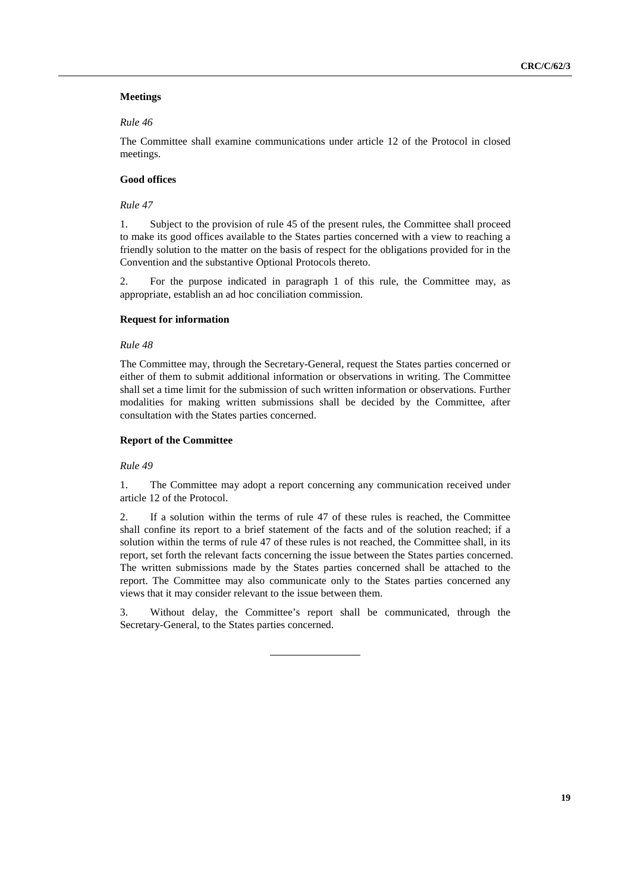### Meetings

*Rule 46*

The Committee shall examine communications under article 12 of the Protocol in closed meetings.

### Good offices

*Rule 47*

1. Subject to the provision of rule 45 of the present rules, the Committee shall proceed to make its good offices available to the States parties concerned with a view to reaching a friendly solution to the matter on the basis of respect for the obligations provided for in the Convention and the substantive Optional Protocols thereto.

2. For the purpose indicated in paragraph 1 of this rule, the Committee may, as appropriate, establish an ad hoc conciliation commission.

### Request for information

*Rule 48*

The Committee may, through the Secretary-General, request the States parties concerned or either of them to submit additional information or observations in writing. The Committee shall set a time limit for the submission of such written information or observations. Further modalities for making written submissions shall be decided by the Committee, after consultation with the States parties concerned.

### Report of the Committee

*Rule 49*

1. The Committee may adopt a report concerning any communication received under article 12 of the Protocol.

2. If a solution within the terms of rule 47 of these rules is reached, the Committee shall confine its report to a brief statement of the facts and of the solution reached; if a solution within the terms of rule 47 of these rules is not reached, the Committee shall, in its report, set forth the relevant facts concerning the issue between the States parties concerned. The written submissions made by the States parties concerned shall be attached to the report. The Committee may also communicate only to the States parties concerned any views that it may consider relevant to the issue between them.

3. Without delay, the Committee's report shall be communicated, through the Secretary-General, to the States parties concerned.